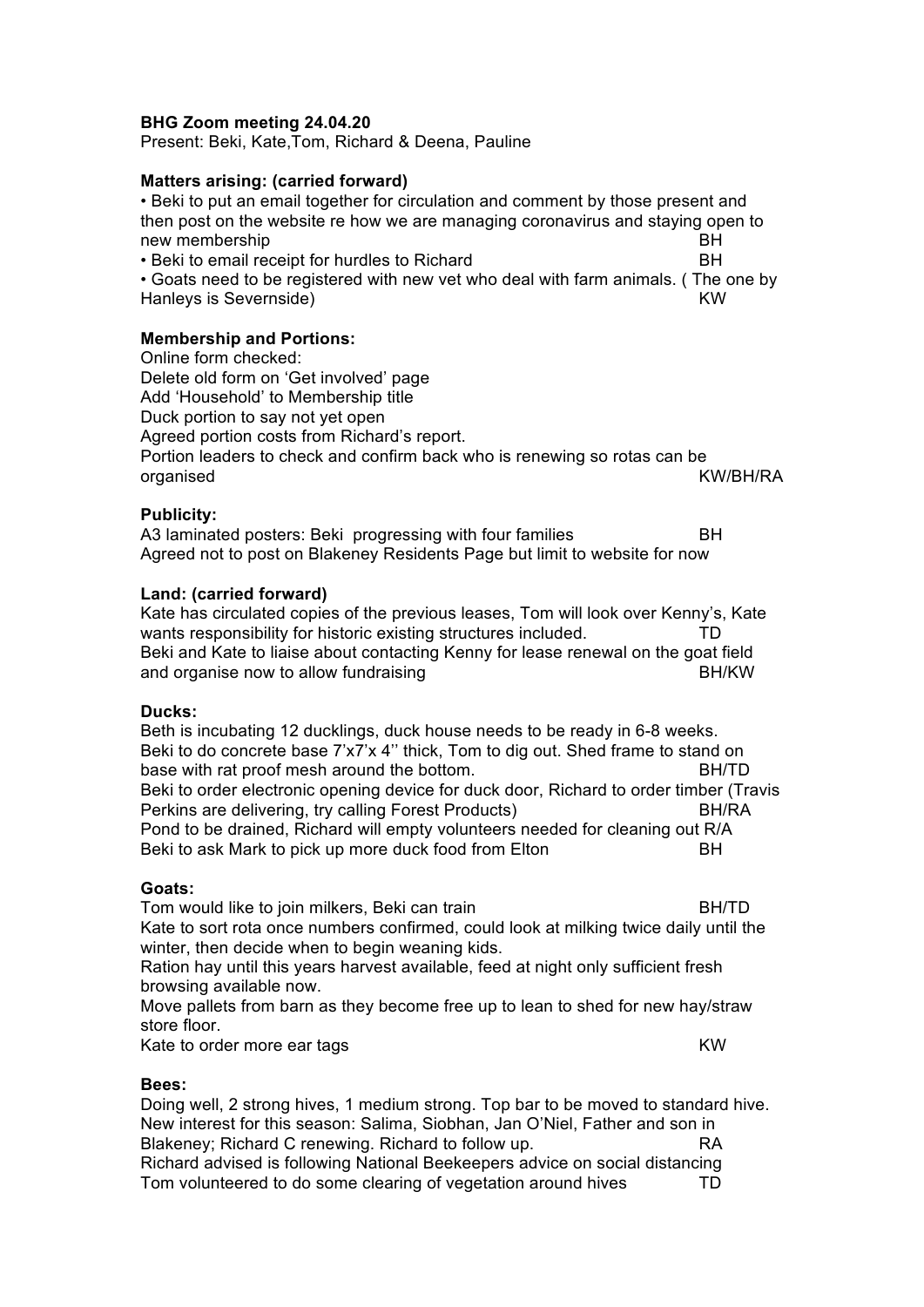**BHG Zoom meeting 24.04.20**
Present: Beki, Kate,Tom, Richard & Deena, Pauline

**Matters arising: (carried forward)**

• Beki to put an email together for circulation and comment by those present and then post on the website re how we are managing coronavirus and staying open to new membership BH
• Beki to email receipt for hurdles to Richard BH
• Goats need to be registered with new vet who deal with farm animals. ( The one by Hanleys is Severnside) KW

**Membership and Portions:**

Online form checked:
Delete old form on 'Get involved' page
Add 'Household' to Membership title
Duck portion to say not yet open
Agreed portion costs from Richard's report.
Portion leaders to check and confirm back who is renewing so rotas can be organised KW/BH/RA

**Publicity:**

A3 laminated posters: Beki progressing with four families BH
Agreed not to post on Blakeney Residents Page but limit to website for now

**Land: (carried forward)**

Kate has circulated copies of the previous leases, Tom will look over Kenny's, Kate wants responsibility for historic existing structures included. TD
Beki and Kate to liaise about contacting Kenny for lease renewal on the goat field and organise now to allow fundraising BH/KW

**Ducks:**

Beth is incubating 12 ducklings, duck house needs to be ready in 6-8 weeks.
Beki to do concrete base 7'x7'x 4'' thick, Tom to dig out. Shed frame to stand on base with rat proof mesh around the bottom. BH/TD
Beki to order electronic opening device for duck door, Richard to order timber (Travis Perkins are delivering, try calling Forest Products) BH/RA
Pond to be drained, Richard will empty volunteers needed for cleaning out R/A
Beki to ask Mark to pick up more duck food from Elton BH

**Goats:**

Tom would like to join milkers, Beki can train BH/TD
Kate to sort rota once numbers confirmed, could look at milking twice daily until the winter, then decide when to begin weaning kids.
Ration hay until this years harvest available, feed at night only sufficient fresh browsing available now.
Move pallets from barn as they become free up to lean to shed for new hay/straw store floor.
Kate to order more ear tags KW

**Bees:**

Doing well, 2 strong hives, 1 medium strong. Top bar to be moved to standard hive.
New interest for this season: Salima, Siobhan, Jan O'Niel, Father and son in Blakeney; Richard C renewing. Richard to follow up. RA
Richard advised is following National Beekeepers advice on social distancing
Tom volunteered to do some clearing of vegetation around hives TD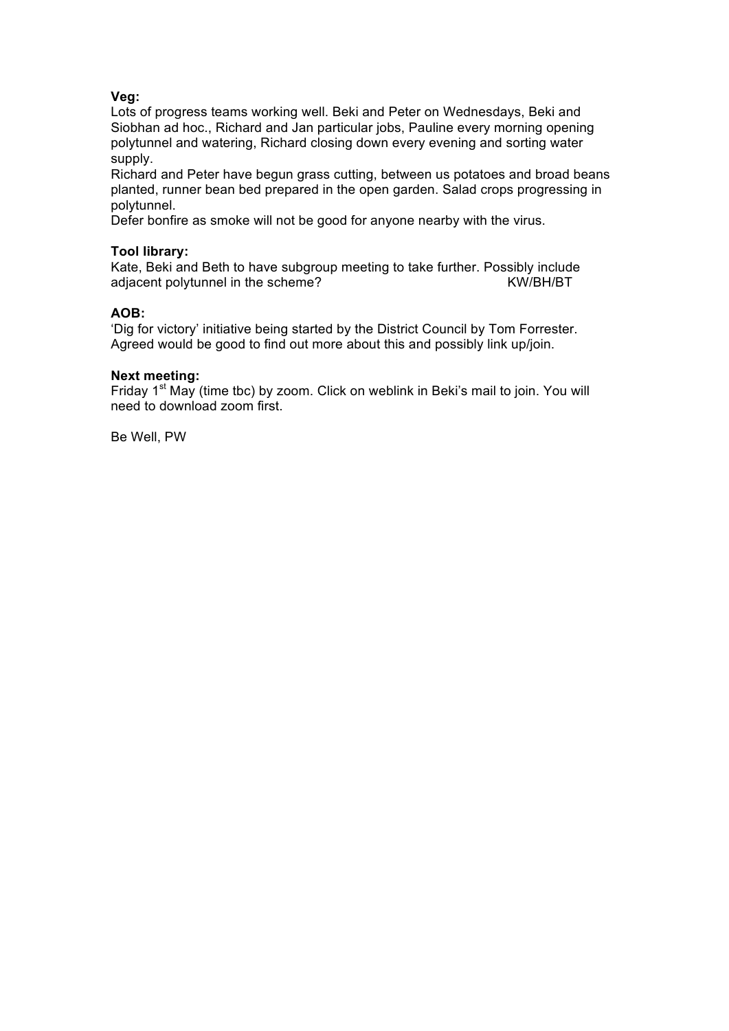**Veg:**
Lots of progress teams working well. Beki and Peter on Wednesdays, Beki and Siobhan ad hoc., Richard and Jan particular jobs, Pauline every morning opening polytunnel and watering, Richard closing down every evening and sorting water supply.
Richard and Peter have begun grass cutting, between us potatoes and broad beans planted, runner bean bed prepared in the open garden. Salad crops progressing in polytunnel.
Defer bonfire as smoke will not be good for anyone nearby with the virus.

**Tool library:**
Kate, Beki and Beth to have subgroup meeting to take further. Possibly include adjacent polytunnel in the scheme? KW/BH/BT

**AOB:**
'Dig for victory' initiative being started by the District Council by Tom Forrester. Agreed would be good to find out more about this and possibly link up/join.

**Next meeting:**
Friday 1st May (time tbc) by zoom. Click on weblink in Beki's mail to join. You will need to download zoom first.

Be Well, PW